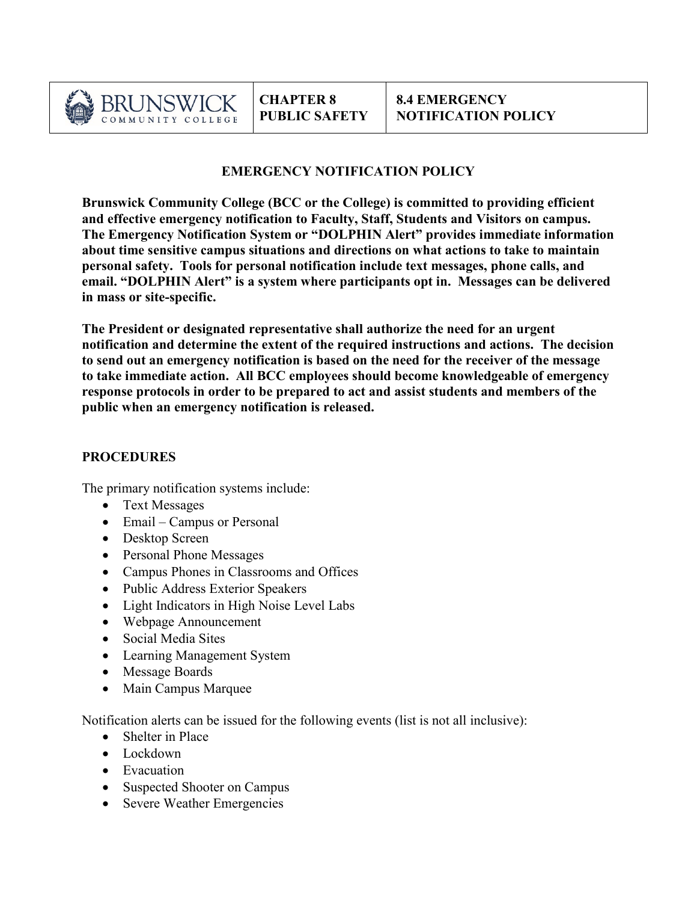| BRUNSWICK COMMUNITY COLLEGE | CHAPTER 8 PUBLIC SAFETY | 8.4 EMERGENCY NOTIFICATION POLICY |
|---|---|---|

# EMERGENCY NOTIFICATION POLICY

**Brunswick Community College (BCC or the College) is committed to providing efficient and effective emergency notification to Faculty, Staff, Students and Visitors on campus. The Emergency Notification System or "DOLPHIN Alert" provides immediate information about time sensitive campus situations and directions on what actions to take to maintain personal safety. Tools for personal notification include text messages, phone calls, and email. "DOLPHIN Alert" is a system where participants opt in. Messages can be delivered in mass or site-specific.**

**The President or designated representative shall authorize the need for an urgent notification and determine the extent of the required instructions and actions. The decision to send out an emergency notification is based on the need for the receiver of the message to take immediate action. All BCC employees should become knowledgeable of emergency response protocols in order to be prepared to act and assist students and members of the public when an emergency notification is released.**

## PROCEDURES

The primary notification systems include:

- Text Messages
- Email – Campus or Personal
- Desktop Screen
- Personal Phone Messages
- Campus Phones in Classrooms and Offices
- Public Address Exterior Speakers
- Light Indicators in High Noise Level Labs
- Webpage Announcement
- Social Media Sites
- Learning Management System
- Message Boards
- Main Campus Marquee

Notification alerts can be issued for the following events (list is not all inclusive):

- Shelter in Place
- Lockdown
- Evacuation
- Suspected Shooter on Campus
- Severe Weather Emergencies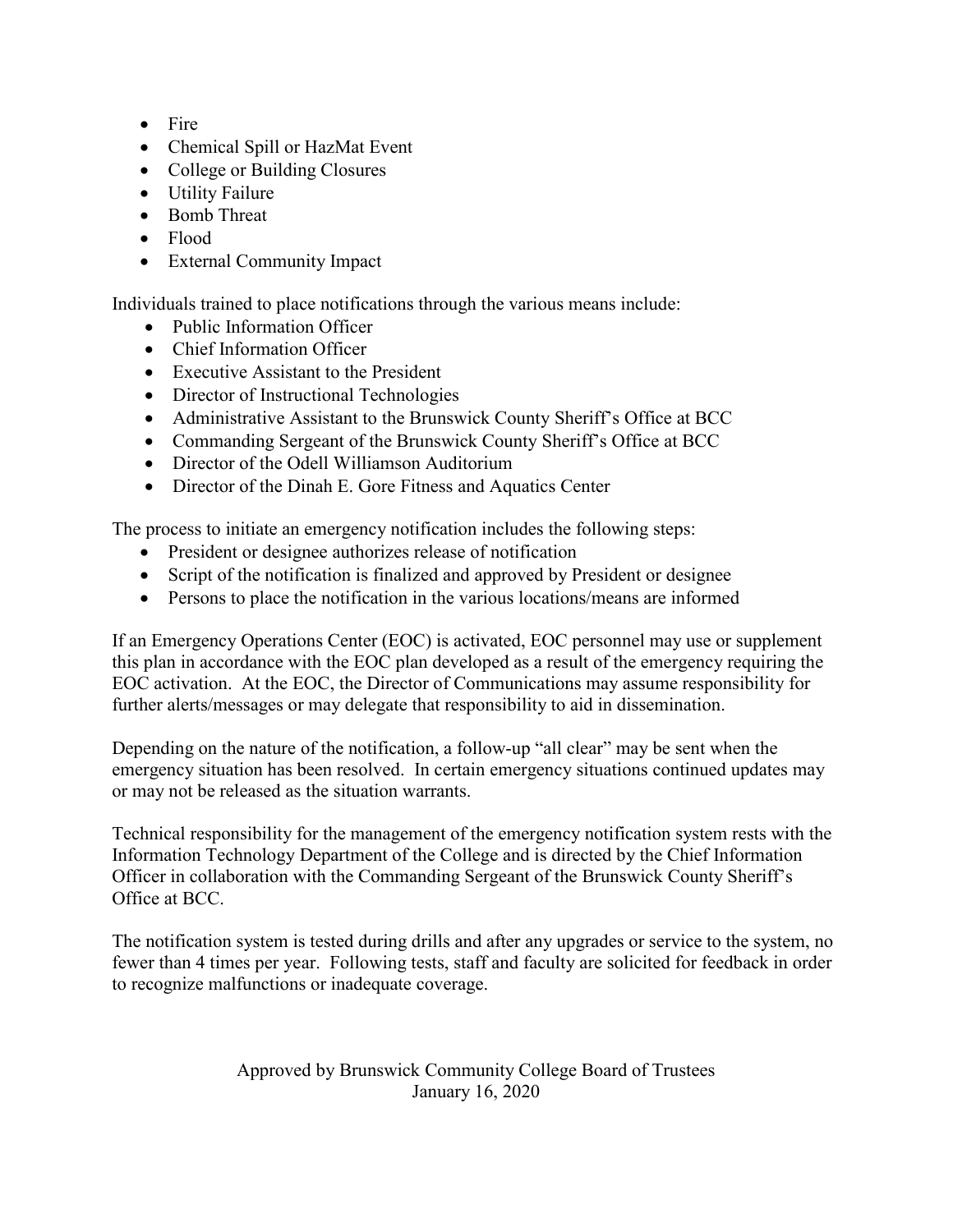- Fire
- Chemical Spill or HazMat Event
- College or Building Closures
- Utility Failure
- Bomb Threat
- Flood
- External Community Impact

Individuals trained to place notifications through the various means include:

- Public Information Officer
- Chief Information Officer
- Executive Assistant to the President
- Director of Instructional Technologies
- Administrative Assistant to the Brunswick County Sheriff's Office at BCC
- Commanding Sergeant of the Brunswick County Sheriff's Office at BCC
- Director of the Odell Williamson Auditorium
- Director of the Dinah E. Gore Fitness and Aquatics Center

The process to initiate an emergency notification includes the following steps:

- President or designee authorizes release of notification
- Script of the notification is finalized and approved by President or designee
- Persons to place the notification in the various locations/means are informed

If an Emergency Operations Center (EOC) is activated, EOC personnel may use or supplement this plan in accordance with the EOC plan developed as a result of the emergency requiring the EOC activation. At the EOC, the Director of Communications may assume responsibility for further alerts/messages or may delegate that responsibility to aid in dissemination.

Depending on the nature of the notification, a follow-up "all clear" may be sent when the emergency situation has been resolved. In certain emergency situations continued updates may or may not be released as the situation warrants.

Technical responsibility for the management of the emergency notification system rests with the Information Technology Department of the College and is directed by the Chief Information Officer in collaboration with the Commanding Sergeant of the Brunswick County Sheriff's Office at BCC.

The notification system is tested during drills and after any upgrades or service to the system, no fewer than 4 times per year. Following tests, staff and faculty are solicited for feedback in order to recognize malfunctions or inadequate coverage.

Approved by Brunswick Community College Board of Trustees
January 16, 2020